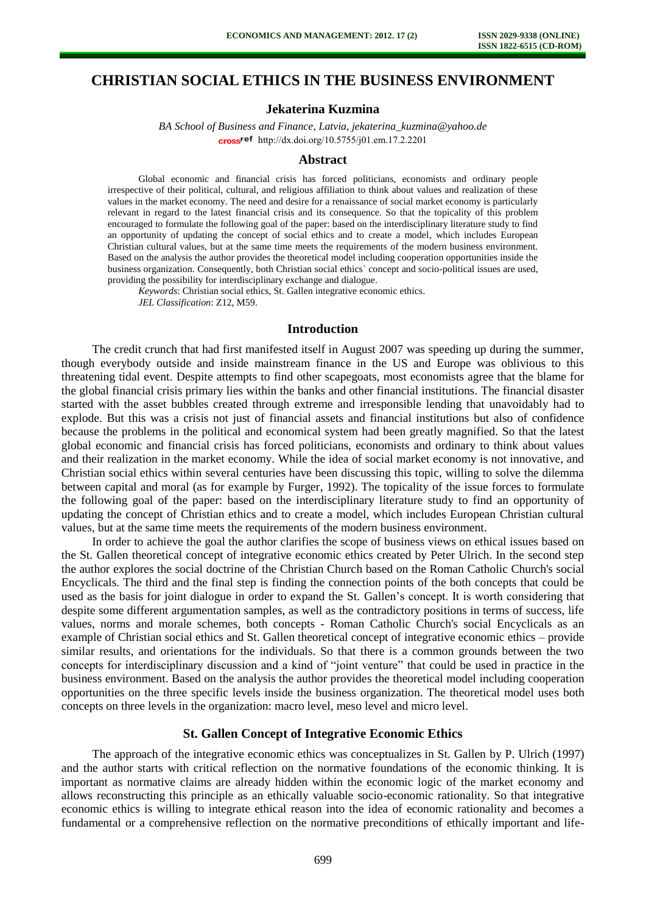# CHRISTIAN SOCIAL ETHICS IN THE BUSINESS ENVIRONMENT

**Jekaterina Kuzmina**

*BA School of Business and Finance, Latvia, jekaterina_kuzmina@yahoo.de*

http://dx.doi.org/10.5755/j01.em.17.2.2201

## Abstract

Global economic and financial crisis has forced politicians, economists and ordinary people irrespective of their political, cultural, and religious affiliation to think about values and realization of these values in the market economy. The need and desire for a renaissance of social market economy is particularly relevant in regard to the latest financial crisis and its consequence. So that the topicality of this problem encouraged to formulate the following goal of the paper: based on the interdisciplinary literature study to find an opportunity of updating the concept of social ethics and to create a model, which includes European Christian cultural values, but at the same time meets the requirements of the modern business environment. Based on the analysis the author provides the theoretical model including cooperation opportunities inside the business organization. Consequently, both Christian social ethics` concept and socio-political issues are used, providing the possibility for interdisciplinary exchange and dialogue.

*Keywords*: Christian social ethics, St. Gallen integrative economic ethics.

*JEL Classification*: Z12, M59.

## Introduction

The credit crunch that had first manifested itself in August 2007 was speeding up during the summer, though everybody outside and inside mainstream finance in the US and Europe was oblivious to this threatening tidal event. Despite attempts to find other scapegoats, most economists agree that the blame for the global financial crisis primary lies within the banks and other financial institutions. The financial disaster started with the asset bubbles created through extreme and irresponsible lending that unavoidably had to explode. But this was a crisis not just of financial assets and financial institutions but also of confidence because the problems in the political and economical system had been greatly magnified. So that the latest global economic and financial crisis has forced politicians, economists and ordinary to think about values and their realization in the market economy. While the idea of social market economy is not innovative, and Christian social ethics within several centuries have been discussing this topic, willing to solve the dilemma between capital and moral (as for example by Furger, 1992). The topicality of the issue forces to formulate the following goal of the paper: based on the interdisciplinary literature study to find an opportunity of updating the concept of Christian ethics and to create a model, which includes European Christian cultural values, but at the same time meets the requirements of the modern business environment.

In order to achieve the goal the author clarifies the scope of business views on ethical issues based on the St. Gallen theoretical concept of integrative economic ethics created by Peter Ulrich. In the second step the author explores the social doctrine of the Christian Church based on the Roman Catholic Church's social Encyclicals. The third and the final step is finding the connection points of the both concepts that could be used as the basis for joint dialogue in order to expand the St. Gallen's concept. It is worth considering that despite some different argumentation samples, as well as the contradictory positions in terms of success, life values, norms and morale schemes, both concepts - Roman Catholic Church's social Encyclicals as an example of Christian social ethics and St. Gallen theoretical concept of integrative economic ethics – provide similar results, and orientations for the individuals. So that there is a common grounds between the two concepts for interdisciplinary discussion and a kind of "joint venture" that could be used in practice in the business environment. Based on the analysis the author provides the theoretical model including cooperation opportunities on the three specific levels inside the business organization. The theoretical model uses both concepts on three levels in the organization: macro level, meso level and micro level.

## St. Gallen Concept of Integrative Economic Ethics

The approach of the integrative economic ethics was conceptualizes in St. Gallen by P. Ulrich (1997) and the author starts with critical reflection on the normative foundations of the economic thinking. It is important as normative claims are already hidden within the economic logic of the market economy and allows reconstructing this principle as an ethically valuable socio-economic rationality. So that integrative economic ethics is willing to integrate ethical reason into the idea of economic rationality and becomes a fundamental or a comprehensive reflection on the normative preconditions of ethically important and life-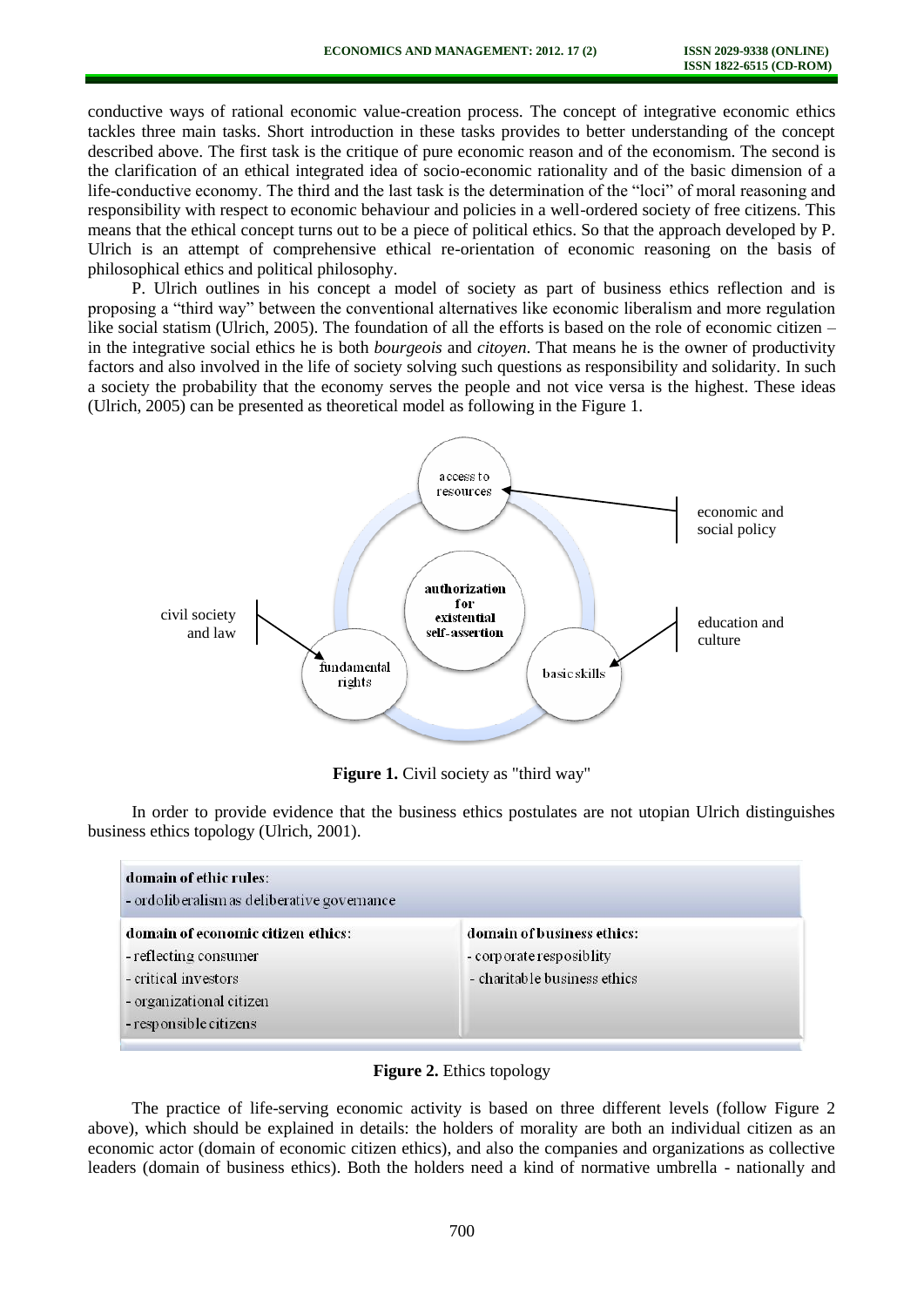conductive ways of rational economic value-creation process. The concept of integrative economic ethics tackles three main tasks. Short introduction in these tasks provides to better understanding of the concept described above. The first task is the critique of pure economic reason and of the economism. The second is the clarification of an ethical integrated idea of socio-economic rationality and of the basic dimension of a life-conductive economy. The third and the last task is the determination of the "loci" of moral reasoning and responsibility with respect to economic behaviour and policies in a well-ordered society of free citizens. This means that the ethical concept turns out to be a piece of political ethics. So that the approach developed by P. Ulrich is an attempt of comprehensive ethical re-orientation of economic reasoning on the basis of philosophical ethics and political philosophy.

P. Ulrich outlines in his concept a model of society as part of business ethics reflection and is proposing a "third way" between the conventional alternatives like economic liberalism and more regulation like social statism (Ulrich, 2005). The foundation of all the efforts is based on the role of economic citizen – in the integrative social ethics he is both *bourgeois* and *citoyen*. That means he is the owner of productivity factors and also involved in the life of society solving such questions as responsibility and solidarity. In such a society the probability that the economy serves the people and not vice versa is the highest. These ideas (Ulrich, 2005) can be presented as theoretical model as following in the Figure 1.

access to resources

economic and social policy

authorization for existential self-assertion

civil society and law

education and culture

fundamental rights

basic skills

**Figure 1.** Civil society as "third way"

In order to provide evidence that the business ethics postulates are not utopian Ulrich distinguishes business ethics topology (Ulrich, 2001).

| **domain of ethic rules:**<br>- ordoliberalism as deliberative governance | |
|---|---|
| **domain of economic citizen ethics:**<br>- reflecting consumer<br>- critical investors<br>- organizational citizen<br>- responsible citizens | **domain of business ethics:**<br>- corporate resposiblity<br>- charitable business ethics |

**Figure 2.** Ethics topology

The practice of life-serving economic activity is based on three different levels (follow Figure 2 above), which should be explained in details: the holders of morality are both an individual citizen as an economic actor (domain of economic citizen ethics), and also the companies and organizations as collective leaders (domain of business ethics). Both the holders need a kind of normative umbrella - nationally and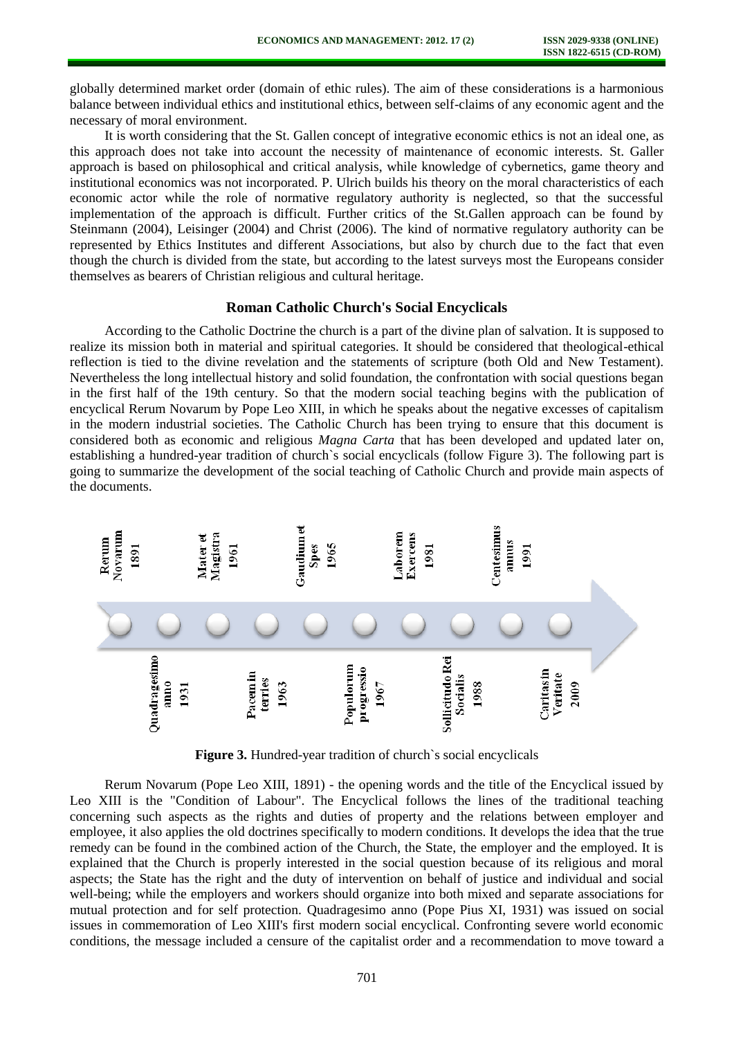globally determined market order (domain of ethic rules). The aim of these considerations is a harmonious balance between individual ethics and institutional ethics, between self-claims of any economic agent and the necessary of moral environment.

It is worth considering that the St. Gallen concept of integrative economic ethics is not an ideal one, as this approach does not take into account the necessity of maintenance of economic interests. St. Galler approach is based on philosophical and critical analysis, while knowledge of cybernetics, game theory and institutional economics was not incorporated. P. Ulrich builds his theory on the moral characteristics of each economic actor while the role of normative regulatory authority is neglected, so that the successful implementation of the approach is difficult. Further critics of the St.Gallen approach can be found by Steinmann (2004), Leisinger (2004) and Christ (2006). The kind of normative regulatory authority can be represented by Ethics Institutes and different Associations, but also by church due to the fact that even though the church is divided from the state, but according to the latest surveys most the Europeans consider themselves as bearers of Christian religious and cultural heritage.

## Roman Catholic Church's Social Encyclicals

According to the Catholic Doctrine the church is a part of the divine plan of salvation. It is supposed to realize its mission both in material and spiritual categories. It should be considered that theological-ethical reflection is tied to the divine revelation and the statements of scripture (both Old and New Testament). Nevertheless the long intellectual history and solid foundation, the confrontation with social questions began in the first half of the 19th century. So that the modern social teaching begins with the publication of encyclical Rerum Novarum by Pope Leo XIII, in which he speaks about the negative excesses of capitalism in the modern industrial societies. The Catholic Church has been trying to ensure that this document is considered both as economic and religious *Magna Carta* that has been developed and updated later on, establishing a hundred-year tradition of church`s social encyclicals (follow Figure 3). The following part is going to summarize the development of the social teaching of Catholic Church and provide main aspects of the documents.

Rerum Novarum 1891 – Quadragesimo anno 1931 – Mater et Magistra 1961 – Pacem in terries 1963 – Gaudium et Spes 1965 – Populorum progressio 1967 – Laborem Exercens 1981 – Sollicitudo Rei Socialis 1988 – Centesimus annus 1991 – Caritas in Veritate 2009

**Figure 3.** Hundred-year tradition of church`s social encyclicals

Rerum Novarum (Pope Leo XIII, 1891) - the opening words and the title of the Encyclical issued by Leo XIII is the "Condition of Labour". The Encyclical follows the lines of the traditional teaching concerning such aspects as the rights and duties of property and the relations between employer and employee, it also applies the old doctrines specifically to modern conditions. It develops the idea that the true remedy can be found in the combined action of the Church, the State, the employer and the employed. It is explained that the Church is properly interested in the social question because of its religious and moral aspects; the State has the right and the duty of intervention on behalf of justice and individual and social well-being; while the employers and workers should organize into both mixed and separate associations for mutual protection and for self protection. Quadragesimo anno (Pope Pius XI, 1931) was issued on social issues in commemoration of Leo XIII's first modern social encyclical. Confronting severe world economic conditions, the message included a censure of the capitalist order and a recommendation to move toward a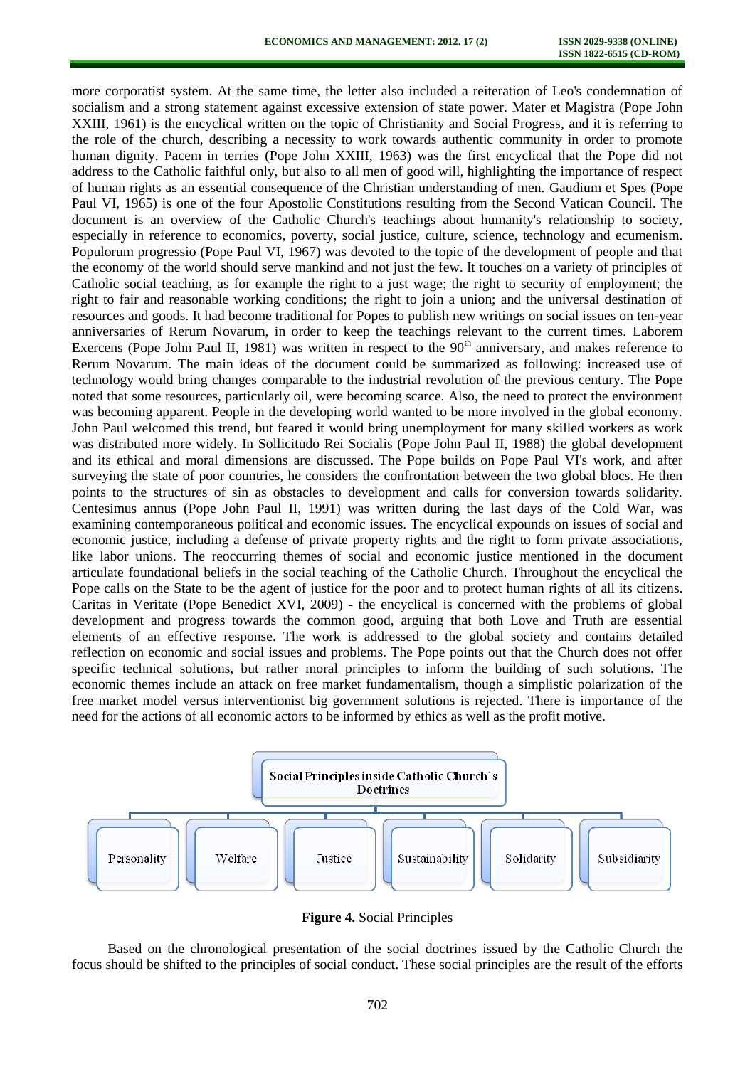more corporatist system. At the same time, the letter also included a reiteration of Leo's condemnation of socialism and a strong statement against excessive extension of state power. Mater et Magistra (Pope John XXIII, 1961) is the encyclical written on the topic of Christianity and Social Progress, and it is referring to the role of the church, describing a necessity to work towards authentic community in order to promote human dignity. Pacem in terries (Pope John XXIII, 1963) was the first encyclical that the Pope did not address to the Catholic faithful only, but also to all men of good will, highlighting the importance of respect of human rights as an essential consequence of the Christian understanding of men. Gaudium et Spes (Pope Paul VI, 1965) is one of the four Apostolic Constitutions resulting from the Second Vatican Council. The document is an overview of the Catholic Church's teachings about humanity's relationship to society, especially in reference to economics, poverty, social justice, culture, science, technology and ecumenism. Populorum progressio (Pope Paul VI, 1967) was devoted to the topic of the development of people and that the economy of the world should serve mankind and not just the few. It touches on a variety of principles of Catholic social teaching, as for example the right to a just wage; the right to security of employment; the right to fair and reasonable working conditions; the right to join a union; and the universal destination of resources and goods. It had become traditional for Popes to publish new writings on social issues on ten-year anniversaries of Rerum Novarum, in order to keep the teachings relevant to the current times. Laborem Exercens (Pope John Paul II, 1981) was written in respect to the 90th anniversary, and makes reference to Rerum Novarum. The main ideas of the document could be summarized as following: increased use of technology would bring changes comparable to the industrial revolution of the previous century. The Pope noted that some resources, particularly oil, were becoming scarce. Also, the need to protect the environment was becoming apparent. People in the developing world wanted to be more involved in the global economy. John Paul welcomed this trend, but feared it would bring unemployment for many skilled workers as work was distributed more widely. In Sollicitudo Rei Socialis (Pope John Paul II, 1988) the global development and its ethical and moral dimensions are discussed. The Pope builds on Pope Paul VI's work, and after surveying the state of poor countries, he considers the confrontation between the two global blocs. He then points to the structures of sin as obstacles to development and calls for conversion towards solidarity. Centesimus annus (Pope John Paul II, 1991) was written during the last days of the Cold War, was examining contemporaneous political and economic issues. The encyclical expounds on issues of social and economic justice, including a defense of private property rights and the right to form private associations, like labor unions. The reoccurring themes of social and economic justice mentioned in the document articulate foundational beliefs in the social teaching of the Catholic Church. Throughout the encyclical the Pope calls on the State to be the agent of justice for the poor and to protect human rights of all its citizens. Caritas in Veritate (Pope Benedict XVI, 2009) - the encyclical is concerned with the problems of global development and progress towards the common good, arguing that both Love and Truth are essential elements of an effective response. The work is addressed to the global society and contains detailed reflection on economic and social issues and problems. The Pope points out that the Church does not offer specific technical solutions, but rather moral principles to inform the building of such solutions. The economic themes include an attack on free market fundamentalism, though a simplistic polarization of the free market model versus interventionist big government solutions is rejected. There is importance of the need for the actions of all economic actors to be informed by ethics as well as the profit motive.

Social Principles inside Catholic Church`s Doctrines

Personality | Welfare | Justice | Sustainability | Solidarity | Subsidiarity

**Figure 4.** Social Principles

Based on the chronological presentation of the social doctrines issued by the Catholic Church the focus should be shifted to the principles of social conduct. These social principles are the result of the efforts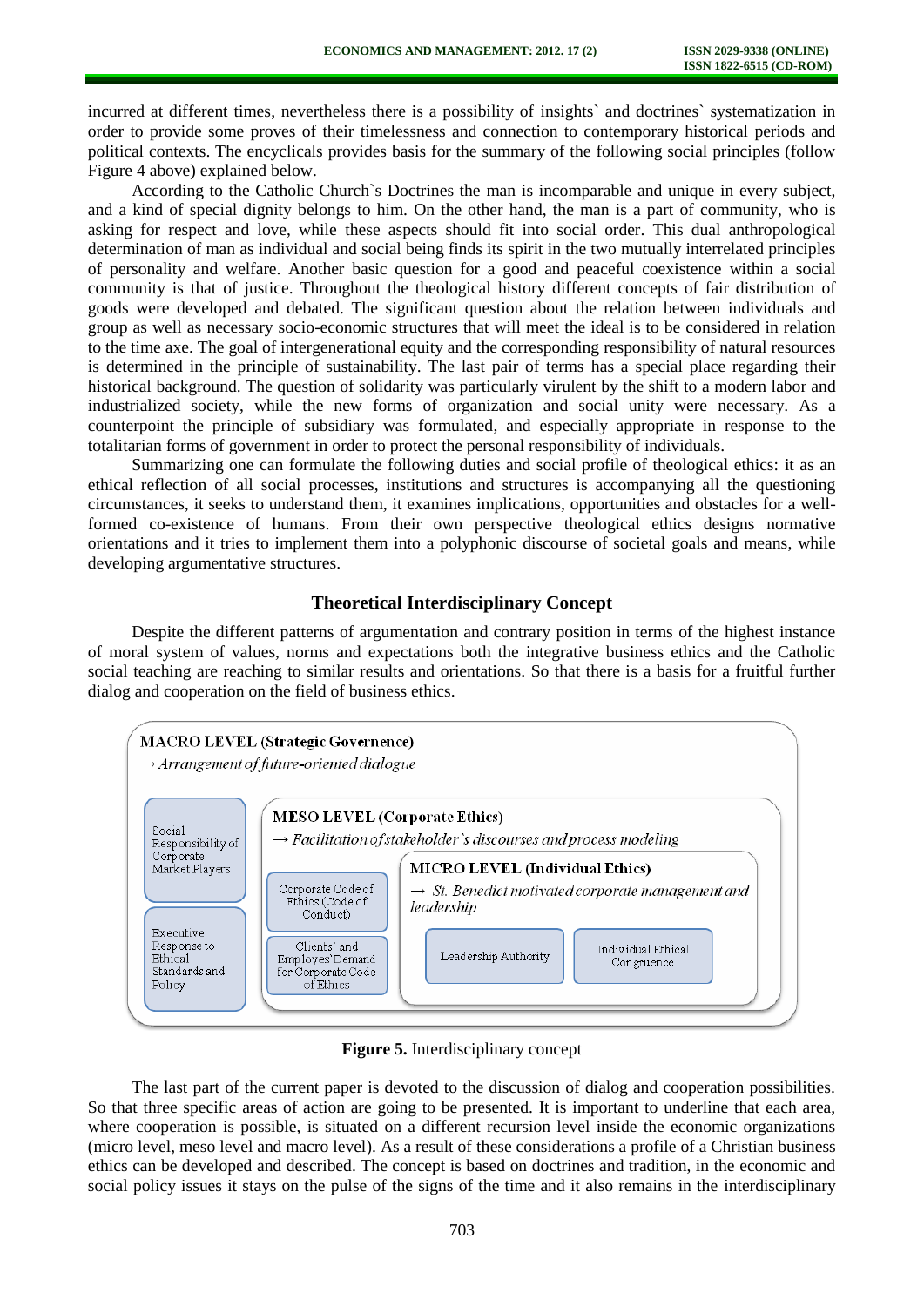incurred at different times, nevertheless there is a possibility of insights` and doctrines` systematization in order to provide some proves of their timelessness and connection to contemporary historical periods and political contexts. The encyclicals provides basis for the summary of the following social principles (follow Figure 4 above) explained below.

According to the Catholic Church`s Doctrines the man is incomparable and unique in every subject, and a kind of special dignity belongs to him. On the other hand, the man is a part of community, who is asking for respect and love, while these aspects should fit into social order. This dual anthropological determination of man as individual and social being finds its spirit in the two mutually interrelated principles of personality and welfare. Another basic question for a good and peaceful coexistence within a social community is that of justice. Throughout the theological history different concepts of fair distribution of goods were developed and debated. The significant question about the relation between individuals and group as well as necessary socio-economic structures that will meet the ideal is to be considered in relation to the time axe. The goal of intergenerational equity and the corresponding responsibility of natural resources is determined in the principle of sustainability. The last pair of terms has a special place regarding their historical background. The question of solidarity was particularly virulent by the shift to a modern labor and industrialized society, while the new forms of organization and social unity were necessary. As a counterpoint the principle of subsidiary was formulated, and especially appropriate in response to the totalitarian forms of government in order to protect the personal responsibility of individuals.

Summarizing one can formulate the following duties and social profile of theological ethics: it as an ethical reflection of all social processes, institutions and structures is accompanying all the questioning circumstances, it seeks to understand them, it examines implications, opportunities and obstacles for a well-formed co-existence of humans. From their own perspective theological ethics designs normative orientations and it tries to implement them into a polyphonic discourse of societal goals and means, while developing argumentative structures.

## Theoretical Interdisciplinary Concept

Despite the different patterns of argumentation and contrary position in terms of the highest instance of moral system of values, norms and expectations both the integrative business ethics and the Catholic social teaching are reaching to similar results and orientations. So that there is a basis for a fruitful further dialog and cooperation on the field of business ethics.

**MACRO LEVEL (Strategic Governence)**
→ *Arrangement of future-oriented dialogue*

- Social Responsibility of Corporate Market Players
- Executive Response to Ethical Standards and Policy

**MESO LEVEL (Corporate Ethics)**
→ *Facilitation of stakeholder`s discourses and process modeling*

- Corporate Code of Ethics (Code of Conduct)
- Clients` and Employes' Demand for Corporate Code of Ethics

**MICRO LEVEL (Individual Ethics)**
→ *St. Benedict motivated corporate management and leadership*

- Leadership Authority
- Individual Ethical Congruence

**Figure 5.** Interdisciplinary concept

The last part of the current paper is devoted to the discussion of dialog and cooperation possibilities. So that three specific areas of action are going to be presented. It is important to underline that each area, where cooperation is possible, is situated on a different recursion level inside the economic organizations (micro level, meso level and macro level). As a result of these considerations a profile of a Christian business ethics can be developed and described. The concept is based on doctrines and tradition, in the economic and social policy issues it stays on the pulse of the signs of the time and it also remains in the interdisciplinary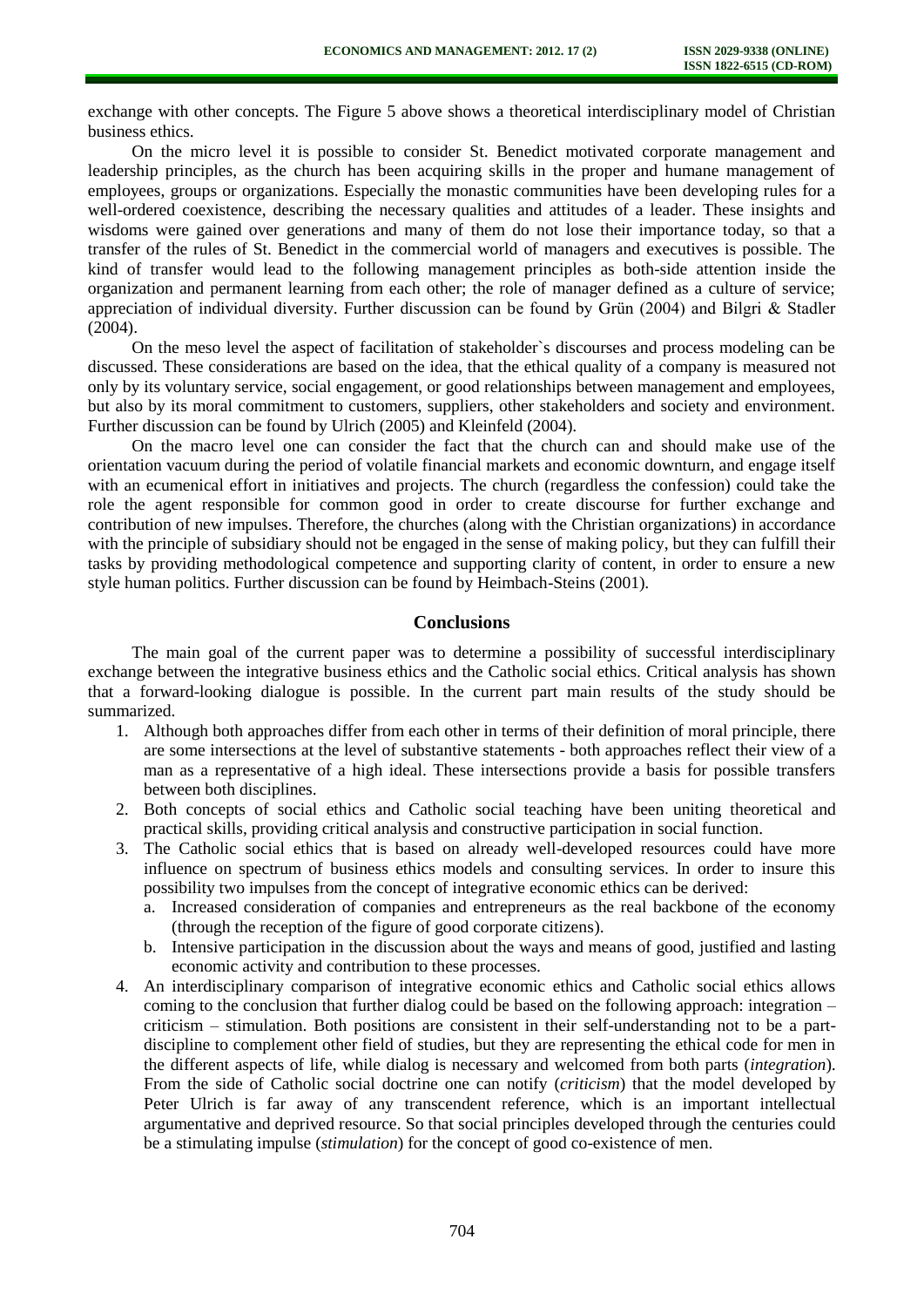exchange with other concepts. The Figure 5 above shows a theoretical interdisciplinary model of Christian business ethics.

On the micro level it is possible to consider St. Benedict motivated corporate management and leadership principles, as the church has been acquiring skills in the proper and humane management of employees, groups or organizations. Especially the monastic communities have been developing rules for a well-ordered coexistence, describing the necessary qualities and attitudes of a leader. These insights and wisdoms were gained over generations and many of them do not lose their importance today, so that a transfer of the rules of St. Benedict in the commercial world of managers and executives is possible. The kind of transfer would lead to the following management principles as both-side attention inside the organization and permanent learning from each other; the role of manager defined as a culture of service; appreciation of individual diversity. Further discussion can be found by Grün (2004) and Bilgri & Stadler (2004).

On the meso level the aspect of facilitation of stakeholder`s discourses and process modeling can be discussed. These considerations are based on the idea, that the ethical quality of a company is measured not only by its voluntary service, social engagement, or good relationships between management and employees, but also by its moral commitment to customers, suppliers, other stakeholders and society and environment. Further discussion can be found by Ulrich (2005) and Kleinfeld (2004).

On the macro level one can consider the fact that the church can and should make use of the orientation vacuum during the period of volatile financial markets and economic downturn, and engage itself with an ecumenical effort in initiatives and projects. The church (regardless the confession) could take the role the agent responsible for common good in order to create discourse for further exchange and contribution of new impulses. Therefore, the churches (along with the Christian organizations) in accordance with the principle of subsidiary should not be engaged in the sense of making policy, but they can fulfill their tasks by providing methodological competence and supporting clarity of content, in order to ensure a new style human politics. Further discussion can be found by Heimbach-Steins (2001).

## Conclusions

The main goal of the current paper was to determine a possibility of successful interdisciplinary exchange between the integrative business ethics and the Catholic social ethics. Critical analysis has shown that a forward-looking dialogue is possible. In the current part main results of the study should be summarized.

1. Although both approaches differ from each other in terms of their definition of moral principle, there are some intersections at the level of substantive statements - both approaches reflect their view of a man as a representative of a high ideal. These intersections provide a basis for possible transfers between both disciplines.
2. Both concepts of social ethics and Catholic social teaching have been uniting theoretical and practical skills, providing critical analysis and constructive participation in social function.
3. The Catholic social ethics that is based on already well-developed resources could have more influence on spectrum of business ethics models and consulting services. In order to insure this possibility two impulses from the concept of integrative economic ethics can be derived:
   a. Increased consideration of companies and entrepreneurs as the real backbone of the economy (through the reception of the figure of good corporate citizens).
   b. Intensive participation in the discussion about the ways and means of good, justified and lasting economic activity and contribution to these processes.
4. An interdisciplinary comparison of integrative economic ethics and Catholic social ethics allows coming to the conclusion that further dialog could be based on the following approach: integration – criticism – stimulation. Both positions are consistent in their self-understanding not to be a part-discipline to complement other field of studies, but they are representing the ethical code for men in the different aspects of life, while dialog is necessary and welcomed from both parts (*integration*). From the side of Catholic social doctrine one can notify (*criticism*) that the model developed by Peter Ulrich is far away of any transcendent reference, which is an important intellectual argumentative and deprived resource. So that social principles developed through the centuries could be a stimulating impulse (*stimulation*) for the concept of good co-existence of men.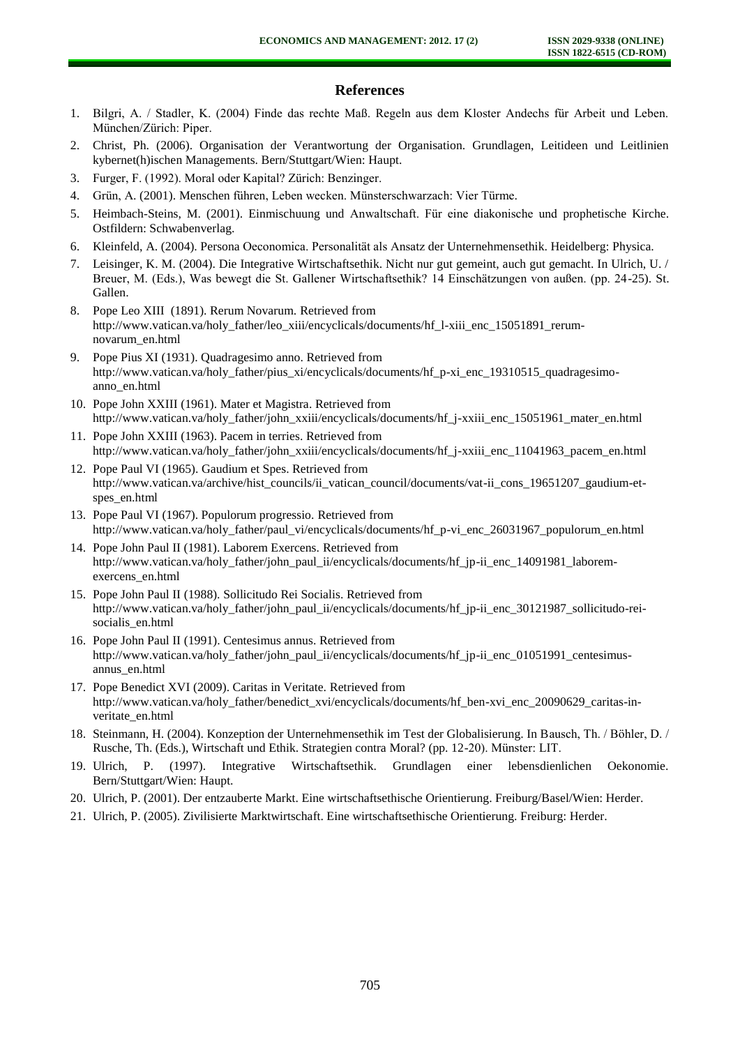## References

1. Bilgri, A. / Stadler, K. (2004) Finde das rechte Maß. Regeln aus dem Kloster Andechs für Arbeit und Leben. München/Zürich: Piper.
2. Christ, Ph. (2006). Organisation der Verantwortung der Organisation. Grundlagen, Leitideen und Leitlinien kybernet(h)ischen Managements. Bern/Stuttgart/Wien: Haupt.
3. Furger, F. (1992). Moral oder Kapital? Zürich: Benzinger.
4. Grün, A. (2001). Menschen führen, Leben wecken. Münsterschwarzach: Vier Türme.
5. Heimbach-Steins, M. (2001). Einmischuung und Anwaltschaft. Für eine diakonische und prophetische Kirche. Ostfildern: Schwabenverlag.
6. Kleinfeld, A. (2004). Persona Oeconomica. Personalität als Ansatz der Unternehmensethik. Heidelberg: Physica.
7. Leisinger, K. M. (2004). Die Integrative Wirtschaftsethik. Nicht nur gut gemeint, auch gut gemacht. In Ulrich, U. / Breuer, M. (Eds.), Was bewegt die St. Gallener Wirtschaftsethik? 14 Einschätzungen von außen. (pp. 24-25). St. Gallen.
8. Pope Leo XIII (1891). Rerum Novarum. Retrieved from http://www.vatican.va/holy_father/leo_xiii/encyclicals/documents/hf_l-xiii_enc_15051891_rerum-novarum_en.html
9. Pope Pius XI (1931). Quadragesimo anno. Retrieved from http://www.vatican.va/holy_father/pius_xi/encyclicals/documents/hf_p-xi_enc_19310515_quadragesimo-anno_en.html
10. Pope John XXIII (1961). Mater et Magistra. Retrieved from http://www.vatican.va/holy_father/john_xxiii/encyclicals/documents/hf_j-xxiii_enc_15051961_mater_en.html
11. Pope John XXIII (1963). Pacem in terries. Retrieved from http://www.vatican.va/holy_father/john_xxiii/encyclicals/documents/hf_j-xxiii_enc_11041963_pacem_en.html
12. Pope Paul VI (1965). Gaudium et Spes. Retrieved from http://www.vatican.va/archive/hist_councils/ii_vatican_council/documents/vat-ii_cons_19651207_gaudium-et-spes_en.html
13. Pope Paul VI (1967). Populorum progressio. Retrieved from http://www.vatican.va/holy_father/paul_vi/encyclicals/documents/hf_p-vi_enc_26031967_populorum_en.html
14. Pope John Paul II (1981). Laborem Exercens. Retrieved from http://www.vatican.va/holy_father/john_paul_ii/encyclicals/documents/hf_jp-ii_enc_14091981_laborem-exercens_en.html
15. Pope John Paul II (1988). Sollicitudo Rei Socialis. Retrieved from http://www.vatican.va/holy_father/john_paul_ii/encyclicals/documents/hf_jp-ii_enc_30121987_sollicitudo-rei-socialis_en.html
16. Pope John Paul II (1991). Centesimus annus. Retrieved from http://www.vatican.va/holy_father/john_paul_ii/encyclicals/documents/hf_jp-ii_enc_01051991_centesimus-annus_en.html
17. Pope Benedict XVI (2009). Caritas in Veritate. Retrieved from http://www.vatican.va/holy_father/benedict_xvi/encyclicals/documents/hf_ben-xvi_enc_20090629_caritas-in-veritate_en.html
18. Steinmann, H. (2004). Konzeption der Unternehmensethik im Test der Globalisierung. In Bausch, Th. / Böhler, D. / Rusche, Th. (Eds.), Wirtschaft und Ethik. Strategien contra Moral? (pp. 12-20). Münster: LIT.
19. Ulrich, P. (1997). Integrative Wirtschaftsethik. Grundlagen einer lebensdienlichen Oekonomie. Bern/Stuttgart/Wien: Haupt.
20. Ulrich, P. (2001). Der entzauberte Markt. Eine wirtschaftsethische Orientierung. Freiburg/Basel/Wien: Herder.
21. Ulrich, P. (2005). Zivilisierte Marktwirtschaft. Eine wirtschaftsethische Orientierung. Freiburg: Herder.